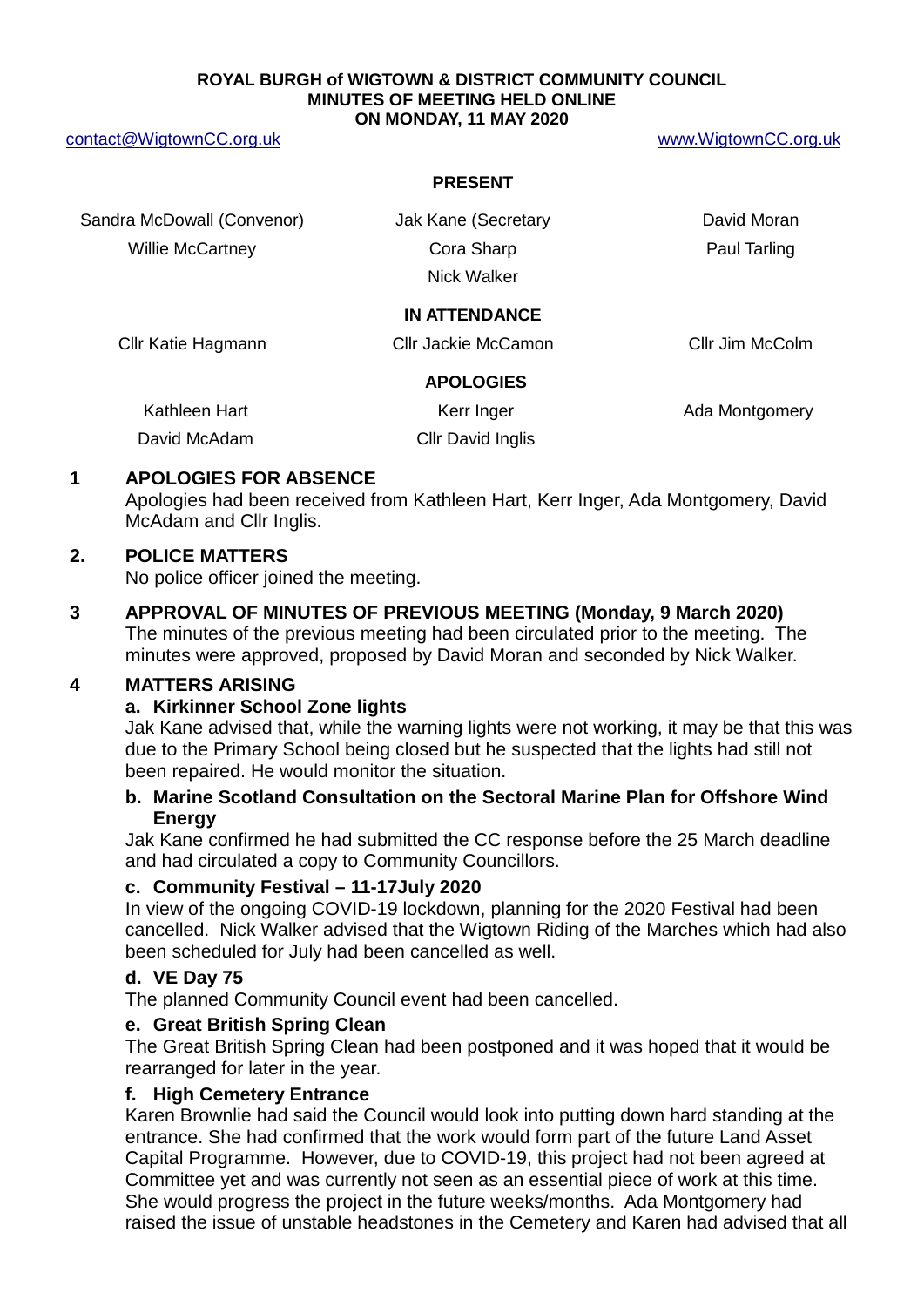**ROYAL BURGH of WIGTOWN & DISTRICT COMMUNITY COUNCIL**
**MINUTES OF MEETING HELD ONLINE**
**ON MONDAY, 11 MAY 2020**

contact@WigtownCC.org.uk www.WigtownCC.org.uk

**PRESENT**

| | | |
|---|---|---|
| Sandra McDowall (Convenor) | Jak Kane (Secretary | David Moran |
| Willie McCartney | Cora Sharp | Paul Tarling |
| | Nick Walker | |

**IN ATTENDANCE**

| | | |
|---|---|---|
| Cllr Katie Hagmann | Cllr Jackie McCamon | Cllr Jim McColm |

**APOLOGIES**

| | | |
|---|---|---|
| Kathleen Hart | Kerr Inger | Ada Montgomery |
| David McAdam | Cllr David Inglis | |

## 1 APOLOGIES FOR ABSENCE

Apologies had been received from Kathleen Hart, Kerr Inger, Ada Montgomery, David McAdam and Cllr Inglis.

## 2. POLICE MATTERS

No police officer joined the meeting.

## 3 APPROVAL OF MINUTES OF PREVIOUS MEETING (Monday, 9 March 2020)

The minutes of the previous meeting had been circulated prior to the meeting. The minutes were approved, proposed by David Moran and seconded by Nick Walker.

## 4 MATTERS ARISING

### a. Kirkinner School Zone lights

Jak Kane advised that, while the warning lights were not working, it may be that this was due to the Primary School being closed but he suspected that the lights had still not been repaired. He would monitor the situation.

### b. Marine Scotland Consultation on the Sectoral Marine Plan for Offshore Wind Energy

Jak Kane confirmed he had submitted the CC response before the 25 March deadline and had circulated a copy to Community Councillors.

### c. Community Festival – 11-17July 2020

In view of the ongoing COVID-19 lockdown, planning for the 2020 Festival had been cancelled. Nick Walker advised that the Wigtown Riding of the Marches which had also been scheduled for July had been cancelled as well.

### d. VE Day 75

The planned Community Council event had been cancelled.

### e. Great British Spring Clean

The Great British Spring Clean had been postponed and it was hoped that it would be rearranged for later in the year.

### f. High Cemetery Entrance

Karen Brownlie had said the Council would look into putting down hard standing at the entrance. She had confirmed that the work would form part of the future Land Asset Capital Programme. However, due to COVID-19, this project had not been agreed at Committee yet and was currently not seen as an essential piece of work at this time. She would progress the project in the future weeks/months. Ada Montgomery had raised the issue of unstable headstones in the Cemetery and Karen had advised that all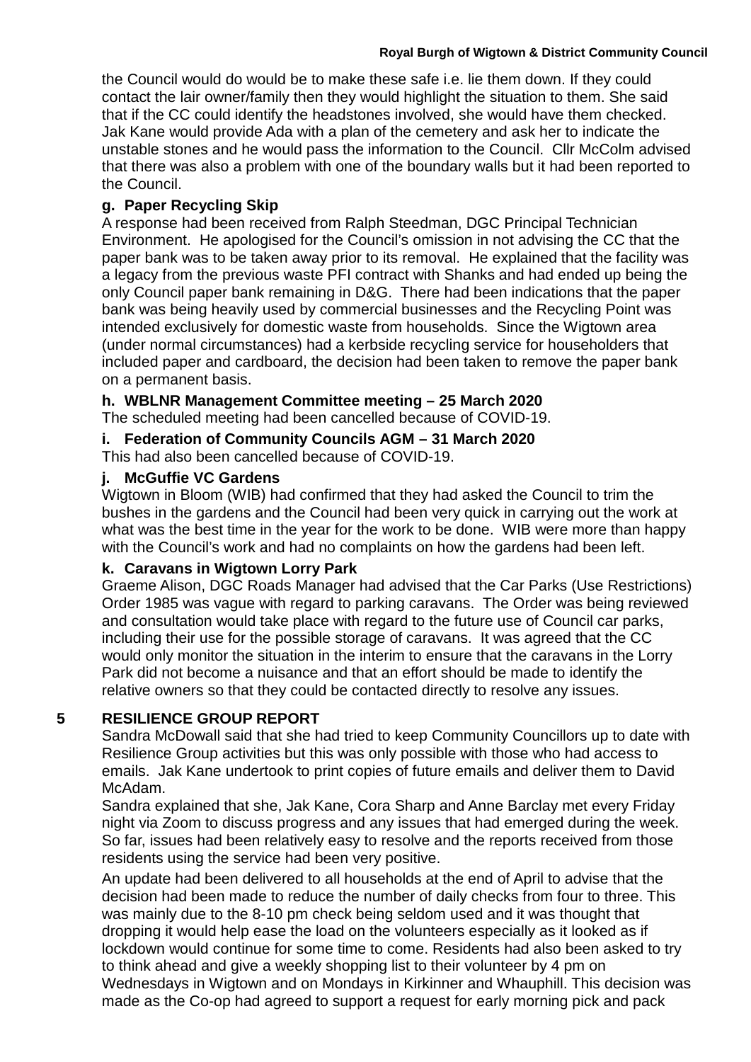the Council would do would be to make these safe i.e. lie them down. If they could contact the lair owner/family then they would highlight the situation to them. She said that if the CC could identify the headstones involved, she would have them checked. Jak Kane would provide Ada with a plan of the cemetery and ask her to indicate the unstable stones and he would pass the information to the Council. Cllr McColm advised that there was also a problem with one of the boundary walls but it had been reported to the Council.

### g. Paper Recycling Skip

A response had been received from Ralph Steedman, DGC Principal Technician Environment. He apologised for the Council's omission in not advising the CC that the paper bank was to be taken away prior to its removal. He explained that the facility was a legacy from the previous waste PFI contract with Shanks and had ended up being the only Council paper bank remaining in D&G. There had been indications that the paper bank was being heavily used by commercial businesses and the Recycling Point was intended exclusively for domestic waste from households. Since the Wigtown area (under normal circumstances) had a kerbside recycling service for householders that included paper and cardboard, the decision had been taken to remove the paper bank on a permanent basis.

### h. WBLNR Management Committee meeting – 25 March 2020

The scheduled meeting had been cancelled because of COVID-19.

### i. Federation of Community Councils AGM – 31 March 2020

This had also been cancelled because of COVID-19.

### j. McGuffie VC Gardens

Wigtown in Bloom (WIB) had confirmed that they had asked the Council to trim the bushes in the gardens and the Council had been very quick in carrying out the work at what was the best time in the year for the work to be done. WIB were more than happy with the Council's work and had no complaints on how the gardens had been left.

### k. Caravans in Wigtown Lorry Park

Graeme Alison, DGC Roads Manager had advised that the Car Parks (Use Restrictions) Order 1985 was vague with regard to parking caravans. The Order was being reviewed and consultation would take place with regard to the future use of Council car parks, including their use for the possible storage of caravans. It was agreed that the CC would only monitor the situation in the interim to ensure that the caravans in the Lorry Park did not become a nuisance and that an effort should be made to identify the relative owners so that they could be contacted directly to resolve any issues.

## 5 RESILIENCE GROUP REPORT

Sandra McDowall said that she had tried to keep Community Councillors up to date with Resilience Group activities but this was only possible with those who had access to emails. Jak Kane undertook to print copies of future emails and deliver them to David McAdam.

Sandra explained that she, Jak Kane, Cora Sharp and Anne Barclay met every Friday night via Zoom to discuss progress and any issues that had emerged during the week. So far, issues had been relatively easy to resolve and the reports received from those residents using the service had been very positive.

An update had been delivered to all households at the end of April to advise that the decision had been made to reduce the number of daily checks from four to three. This was mainly due to the 8-10 pm check being seldom used and it was thought that dropping it would help ease the load on the volunteers especially as it looked as if lockdown would continue for some time to come. Residents had also been asked to try to think ahead and give a weekly shopping list to their volunteer by 4 pm on Wednesdays in Wigtown and on Mondays in Kirkinner and Whauphill. This decision was made as the Co-op had agreed to support a request for early morning pick and pack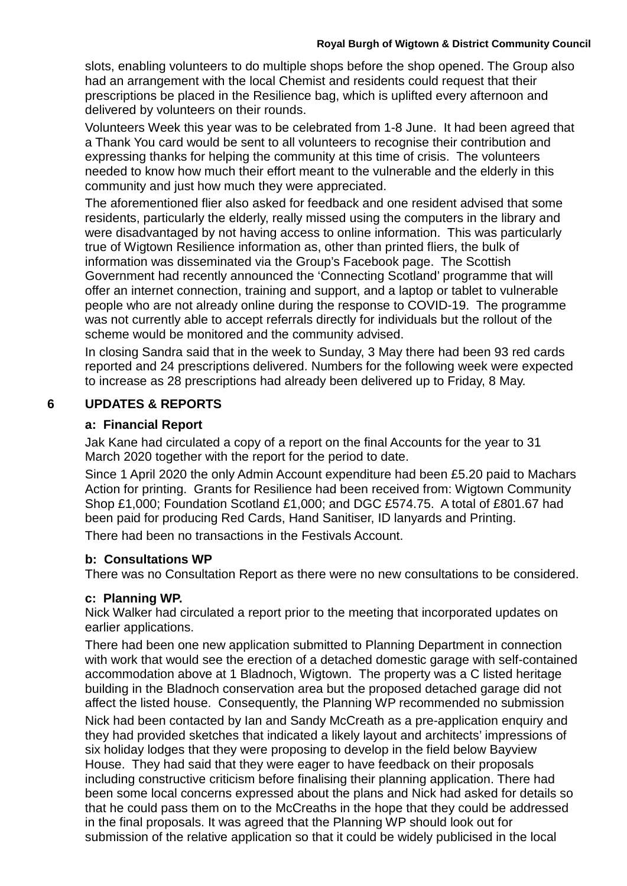slots, enabling volunteers to do multiple shops before the shop opened. The Group also had an arrangement with the local Chemist and residents could request that their prescriptions be placed in the Resilience bag, which is uplifted every afternoon and delivered by volunteers on their rounds.

Volunteers Week this year was to be celebrated from 1-8 June. It had been agreed that a Thank You card would be sent to all volunteers to recognise their contribution and expressing thanks for helping the community at this time of crisis. The volunteers needed to know how much their effort meant to the vulnerable and the elderly in this community and just how much they were appreciated.

The aforementioned flier also asked for feedback and one resident advised that some residents, particularly the elderly, really missed using the computers in the library and were disadvantaged by not having access to online information. This was particularly true of Wigtown Resilience information as, other than printed fliers, the bulk of information was disseminated via the Group's Facebook page. The Scottish Government had recently announced the 'Connecting Scotland' programme that will offer an internet connection, training and support, and a laptop or tablet to vulnerable people who are not already online during the response to COVID-19. The programme was not currently able to accept referrals directly for individuals but the rollout of the scheme would be monitored and the community advised.

In closing Sandra said that in the week to Sunday, 3 May there had been 93 red cards reported and 24 prescriptions delivered. Numbers for the following week were expected to increase as 28 prescriptions had already been delivered up to Friday, 8 May.

## 6 UPDATES & REPORTS

### a: Financial Report

Jak Kane had circulated a copy of a report on the final Accounts for the year to 31 March 2020 together with the report for the period to date.

Since 1 April 2020 the only Admin Account expenditure had been £5.20 paid to Machars Action for printing. Grants for Resilience had been received from: Wigtown Community Shop £1,000; Foundation Scotland £1,000; and DGC £574.75. A total of £801.67 had been paid for producing Red Cards, Hand Sanitiser, ID lanyards and Printing.

There had been no transactions in the Festivals Account.

### b: Consultations WP

There was no Consultation Report as there were no new consultations to be considered.

### c: Planning WP.

Nick Walker had circulated a report prior to the meeting that incorporated updates on earlier applications.

There had been one new application submitted to Planning Department in connection with work that would see the erection of a detached domestic garage with self-contained accommodation above at 1 Bladnoch, Wigtown. The property was a C listed heritage building in the Bladnoch conservation area but the proposed detached garage did not affect the listed house. Consequently, the Planning WP recommended no submission

Nick had been contacted by Ian and Sandy McCreath as a pre-application enquiry and they had provided sketches that indicated a likely layout and architects' impressions of six holiday lodges that they were proposing to develop in the field below Bayview House. They had said that they were eager to have feedback on their proposals including constructive criticism before finalising their planning application. There had been some local concerns expressed about the plans and Nick had asked for details so that he could pass them on to the McCreaths in the hope that they could be addressed in the final proposals. It was agreed that the Planning WP should look out for submission of the relative application so that it could be widely publicised in the local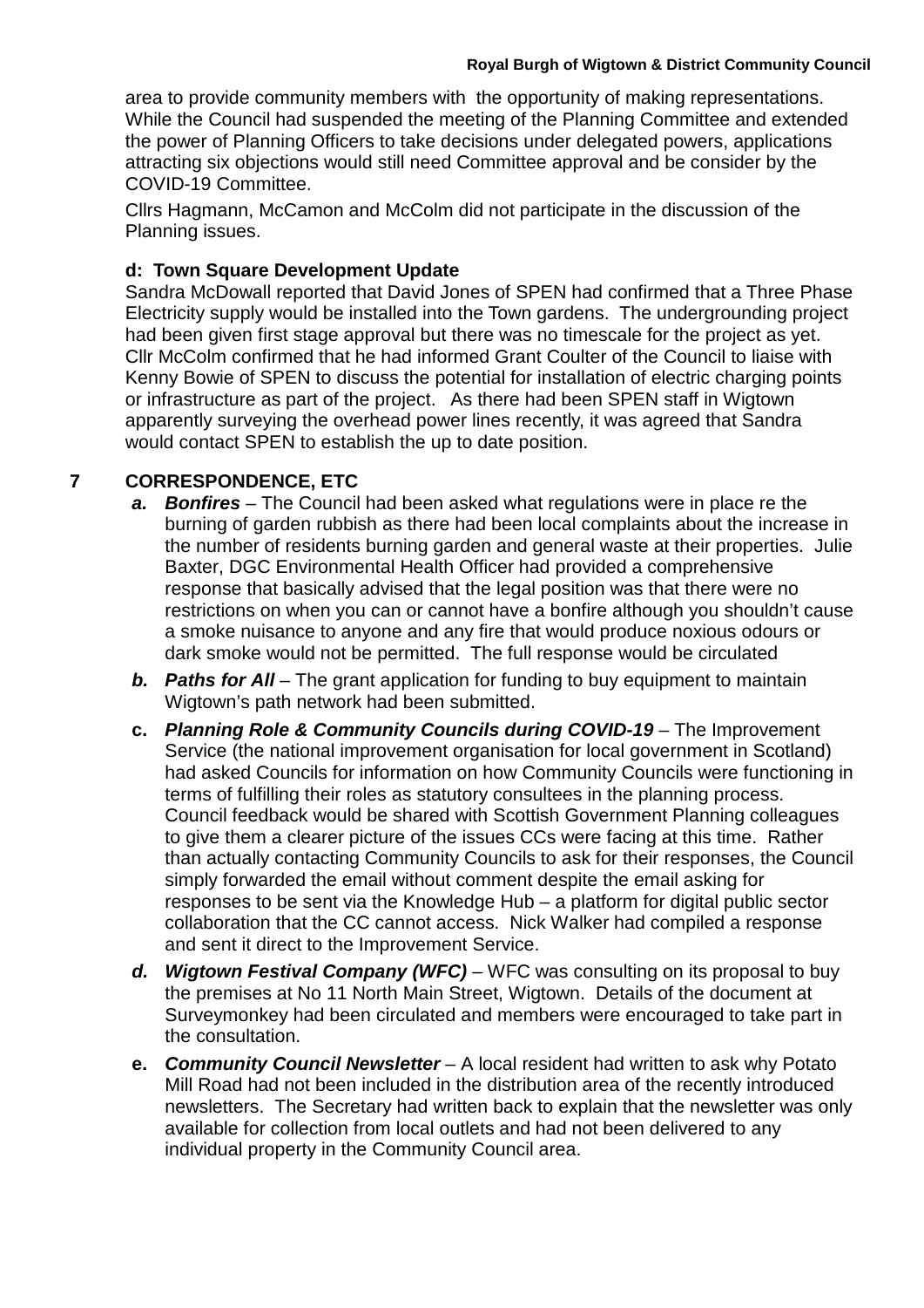area to provide community members with the opportunity of making representations. While the Council had suspended the meeting of the Planning Committee and extended the power of Planning Officers to take decisions under delegated powers, applications attracting six objections would still need Committee approval and be consider by the COVID-19 Committee.

Cllrs Hagmann, McCamon and McColm did not participate in the discussion of the Planning issues.

**d: Town Square Development Update**

Sandra McDowall reported that David Jones of SPEN had confirmed that a Three Phase Electricity supply would be installed into the Town gardens. The undergrounding project had been given first stage approval but there was no timescale for the project as yet. Cllr McColm confirmed that he had informed Grant Coulter of the Council to liaise with Kenny Bowie of SPEN to discuss the potential for installation of electric charging points or infrastructure as part of the project. As there had been SPEN staff in Wigtown apparently surveying the overhead power lines recently, it was agreed that Sandra would contact SPEN to establish the up to date position.

## 7 CORRESPONDENCE, ETC

- ***a. Bonfires*** – The Council had been asked what regulations were in place re the burning of garden rubbish as there had been local complaints about the increase in the number of residents burning garden and general waste at their properties. Julie Baxter, DGC Environmental Health Officer had provided a comprehensive response that basically advised that the legal position was that there were no restrictions on when you can or cannot have a bonfire although you shouldn't cause a smoke nuisance to anyone and any fire that would produce noxious odours or dark smoke would not be permitted. The full response would be circulated
- ***b. Paths for All*** – The grant application for funding to buy equipment to maintain Wigtown's path network had been submitted.
- **c.** ***Planning Role & Community Councils during COVID-19*** – The Improvement Service (the national improvement organisation for local government in Scotland) had asked Councils for information on how Community Councils were functioning in terms of fulfilling their roles as statutory consultees in the planning process. Council feedback would be shared with Scottish Government Planning colleagues to give them a clearer picture of the issues CCs were facing at this time. Rather than actually contacting Community Councils to ask for their responses, the Council simply forwarded the email without comment despite the email asking for responses to be sent via the Knowledge Hub – a platform for digital public sector collaboration that the CC cannot access. Nick Walker had compiled a response and sent it direct to the Improvement Service.
- ***d. Wigtown Festival Company (WFC)*** – WFC was consulting on its proposal to buy the premises at No 11 North Main Street, Wigtown. Details of the document at Surveymonkey had been circulated and members were encouraged to take part in the consultation.
- **e.** ***Community Council Newsletter*** – A local resident had written to ask why Potato Mill Road had not been included in the distribution area of the recently introduced newsletters. The Secretary had written back to explain that the newsletter was only available for collection from local outlets and had not been delivered to any individual property in the Community Council area.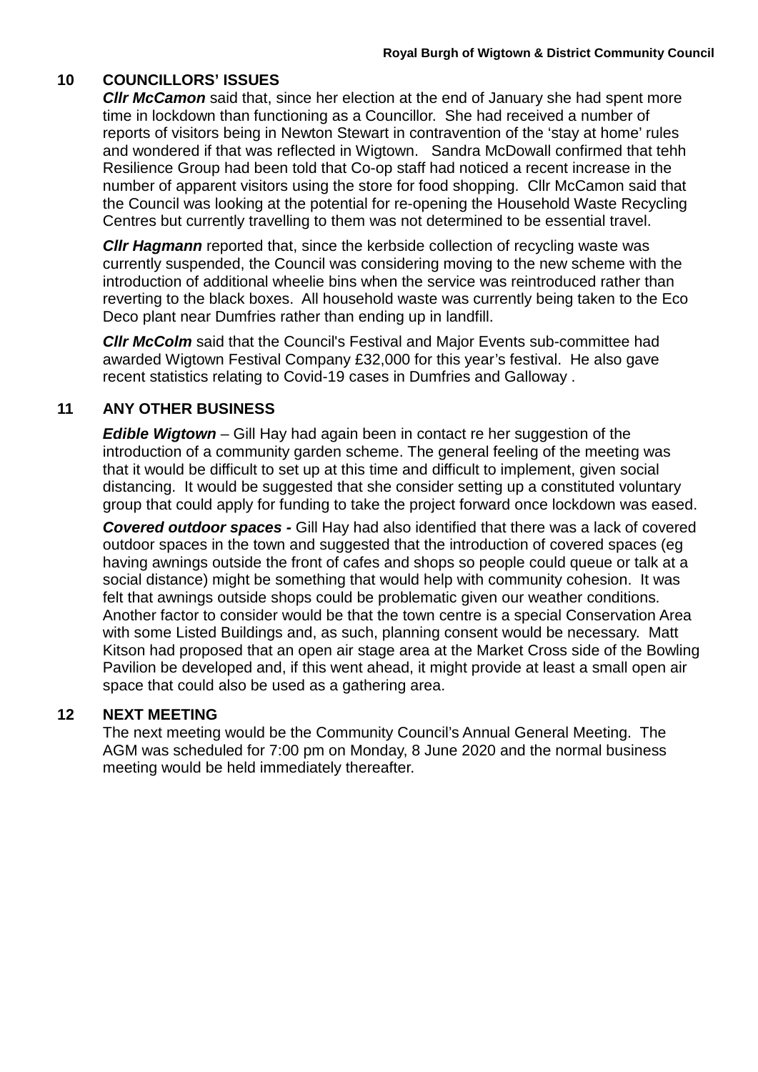## 10 COUNCILLORS' ISSUES

***Cllr McCamon*** said that, since her election at the end of January she had spent more time in lockdown than functioning as a Councillor. She had received a number of reports of visitors being in Newton Stewart in contravention of the 'stay at home' rules and wondered if that was reflected in Wigtown. Sandra McDowall confirmed that tehh Resilience Group had been told that Co-op staff had noticed a recent increase in the number of apparent visitors using the store for food shopping. Cllr McCamon said that the Council was looking at the potential for re-opening the Household Waste Recycling Centres but currently travelling to them was not determined to be essential travel.

***Cllr Hagmann*** reported that, since the kerbside collection of recycling waste was currently suspended, the Council was considering moving to the new scheme with the introduction of additional wheelie bins when the service was reintroduced rather than reverting to the black boxes. All household waste was currently being taken to the Eco Deco plant near Dumfries rather than ending up in landfill.

***Cllr McColm*** said that the Council's Festival and Major Events sub-committee had awarded Wigtown Festival Company £32,000 for this year's festival. He also gave recent statistics relating to Covid-19 cases in Dumfries and Galloway .

## 11 ANY OTHER BUSINESS

***Edible Wigtown*** – Gill Hay had again been in contact re her suggestion of the introduction of a community garden scheme. The general feeling of the meeting was that it would be difficult to set up at this time and difficult to implement, given social distancing. It would be suggested that she consider setting up a constituted voluntary group that could apply for funding to take the project forward once lockdown was eased.

***Covered outdoor spaces -*** Gill Hay had also identified that there was a lack of covered outdoor spaces in the town and suggested that the introduction of covered spaces (eg having awnings outside the front of cafes and shops so people could queue or talk at a social distance) might be something that would help with community cohesion. It was felt that awnings outside shops could be problematic given our weather conditions. Another factor to consider would be that the town centre is a special Conservation Area with some Listed Buildings and, as such, planning consent would be necessary. Matt Kitson had proposed that an open air stage area at the Market Cross side of the Bowling Pavilion be developed and, if this went ahead, it might provide at least a small open air space that could also be used as a gathering area.

## 12 NEXT MEETING

The next meeting would be the Community Council's Annual General Meeting. The AGM was scheduled for 7:00 pm on Monday, 8 June 2020 and the normal business meeting would be held immediately thereafter.